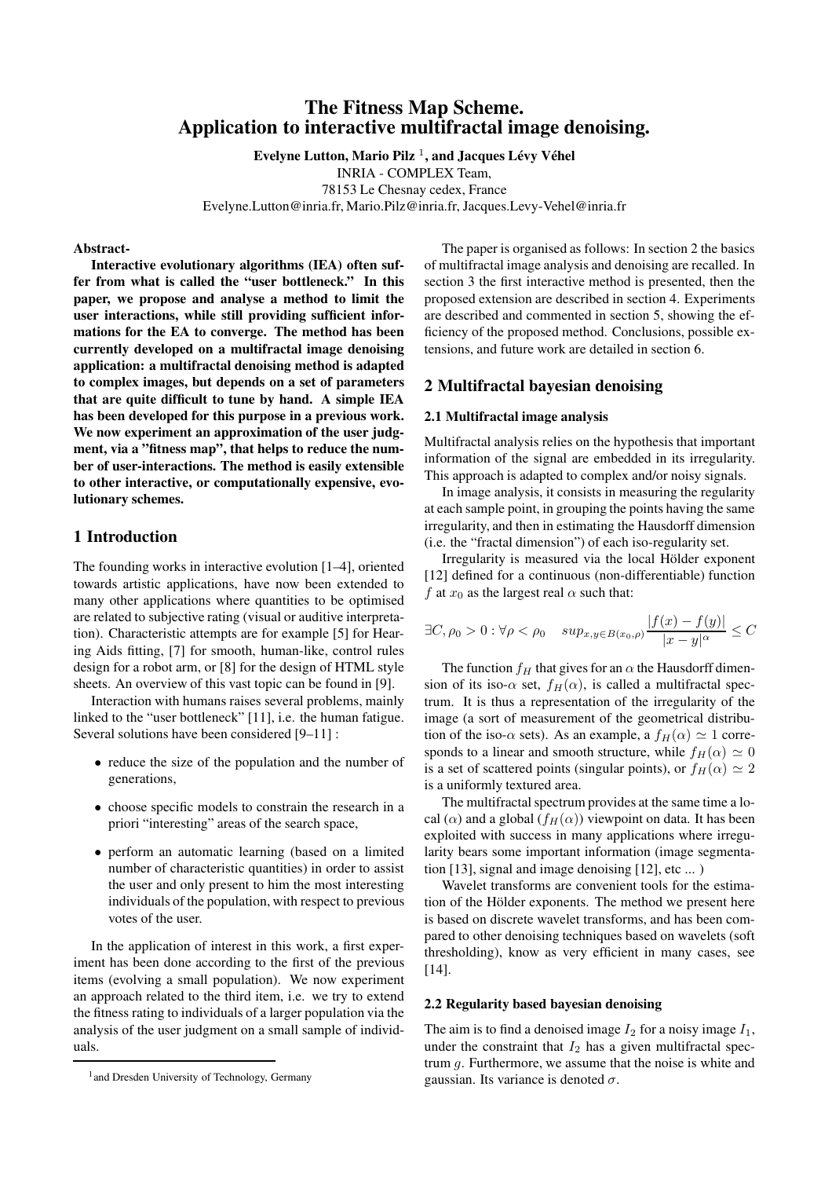# The Fitness Map Scheme. Application to interactive multifractal image denoising.

**Evelyne Lutton, Mario Pilz [1], and Jacques Lévy Véhel**

INRIA - COMPLEX Team,
78153 Le Chesnay cedex, France
Evelyne.Lutton@inria.fr, Mario.Pilz@inria.fr, Jacques.Levy-Vehel@inria.fr

**Abstract-**

**Interactive evolutionary algorithms (IEA) often suffer from what is called the "user bottleneck." In this paper, we propose and analyse a method to limit the user interactions, while still providing sufficient informations for the EA to converge. The method has been currently developed on a multifractal image denoising application: a multifractal denoising method is adapted to complex images, but depends on a set of parameters that are quite difficult to tune by hand. A simple IEA has been developed for this purpose in a previous work. We now experiment an approximation of the user judgment, via a "fitness map", that helps to reduce the number of user-interactions. The method is easily extensible to other interactive, or computationally expensive, evolutionary schemes.**

## 1 Introduction

The founding works in interactive evolution [1–4], oriented towards artistic applications, have now been extended to many other applications where quantities to be optimised are related to subjective rating (visual or auditive interpretation). Characteristic attempts are for example [5] for Hearing Aids fitting, [7] for smooth, human-like, control rules design for a robot arm, or [8] for the design of HTML style sheets. An overview of this vast topic can be found in [9].

Interaction with humans raises several problems, mainly linked to the "user bottleneck" [11], i.e. the human fatigue. Several solutions have been considered [9–11] :

- reduce the size of the population and the number of generations,
- choose specific models to constrain the research in a priori "interesting" areas of the search space,
- perform an automatic learning (based on a limited number of characteristic quantities) in order to assist the user and only present to him the most interesting individuals of the population, with respect to previous votes of the user.

In the application of interest in this work, a first experiment has been done according to the first of the previous items (evolving a small population). We now experiment an approach related to the third item, i.e. we try to extend the fitness rating to individuals of a larger population via the analysis of the user judgment on a small sample of individuals.

[1] and Dresden University of Technology, Germany

The paper is organised as follows: In section 2 the basics of multifractal image analysis and denoising are recalled. In section 3 the first interactive method is presented, then the proposed extension are described in section 4. Experiments are described and commented in section 5, showing the efficiency of the proposed method. Conclusions, possible extensions, and future work are detailed in section 6.

## 2 Multifractal bayesian denoising

### 2.1 Multifractal image analysis

Multifractal analysis relies on the hypothesis that important information of the signal are embedded in its irregularity. This approach is adapted to complex and/or noisy signals.

In image analysis, it consists in measuring the regularity at each sample point, in grouping the points having the same irregularity, and then in estimating the Hausdorff dimension (i.e. the "fractal dimension") of each iso-regularity set.

Irregularity is measured via the local Hölder exponent [12] defined for a continuous (non-differentiable) function $f$ at $x_0$ as the largest real $\alpha$ such that:

$$\exists C, \rho_0 > 0 : \forall \rho < \rho_0 \quad sup_{x,y \in B(x_0,\rho)} \frac{|f(x) - f(y)|}{|x-y|^\alpha} \leq C$$

The function $f_H$ that gives for an $\alpha$ the Hausdorff dimension of its iso-$\alpha$ set, $f_H(\alpha)$, is called a multifractal spectrum. It is thus a representation of the irregularity of the image (a sort of measurement of the geometrical distribution of the iso-$\alpha$ sets). As an example, a $f_H(\alpha) \simeq 1$ corresponds to a linear and smooth structure, while $f_H(\alpha) \simeq 0$ is a set of scattered points (singular points), or $f_H(\alpha) \simeq 2$ is a uniformly textured area.

The multifractal spectrum provides at the same time a local ($\alpha$) and a global ($f_H(\alpha)$) viewpoint on data. It has been exploited with success in many applications where irregularity bears some important information (image segmentation [13], signal and image denoising [12], etc ... )

Wavelet transforms are convenient tools for the estimation of the Hölder exponents. The method we present here is based on discrete wavelet transforms, and has been compared to other denoising techniques based on wavelets (soft thresholding), know as very efficient in many cases, see [14].

### 2.2 Regularity based bayesian denoising

The aim is to find a denoised image $I_2$ for a noisy image $I_1$, under the constraint that $I_2$ has a given multifractal spectrum $g$. Furthermore, we assume that the noise is white and gaussian. Its variance is denoted $\sigma$.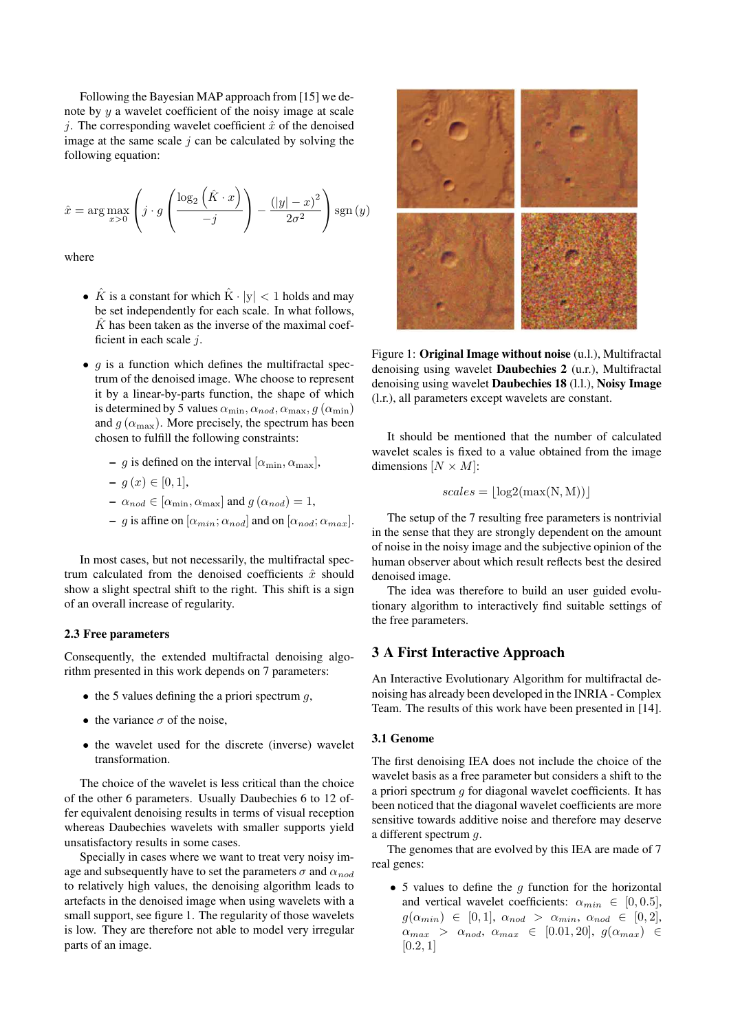Following the Bayesian MAP approach from [15] we denote by $y$ a wavelet coefficient of the noisy image at scale $j$. The corresponding wavelet coefficient $\hat{x}$ of the denoised image at the same scale $j$ can be calculated by solving the following equation:

$$\hat{x} = \arg\max_{x>0} \left( j \cdot g\left( \frac{\log_2 \left(\hat{K} \cdot x\right)}{-j} \right) - \frac{(|y| - x)^2}{2\sigma^2} \right) \operatorname{sgn}(y)$$

where

- $\hat{K}$ is a constant for which $\hat{K} \cdot |y| < 1$ holds and may be set independently for each scale. In what follows, $\hat{K}$ has been taken as the inverse of the maximal coefficient in each scale $j$.
- $g$ is a function which defines the multifractal spectrum of the denoised image. Whe choose to represent it by a linear-by-parts function, the shape of which is determined by 5 values $\alpha_{\min}, \alpha_{nod}, \alpha_{\max}, g(\alpha_{\min})$ and $g(\alpha_{\max})$. More precisely, the spectrum has been chosen to fulfill the following constraints:
  - $g$ is defined on the interval $[\alpha_{\min}, \alpha_{\max}]$,
  - $g(x) \in [0, 1]$,
  - $\alpha_{nod} \in [\alpha_{\min}, \alpha_{\max}]$ and $g(\alpha_{nod}) = 1$,
  - $g$ is affine on $[\alpha_{min}; \alpha_{nod}]$ and on $[\alpha_{nod}; \alpha_{max}]$.

In most cases, but not necessarily, the multifractal spectrum calculated from the denoised coefficients $\hat{x}$ should show a slight spectral shift to the right. This shift is a sign of an overall increase of regularity.

### 2.3 Free parameters

Consequently, the extended multifractal denoising algorithm presented in this work depends on 7 parameters:

- the 5 values defining the a priori spectrum $g$,
- the variance $\sigma$ of the noise,
- the wavelet used for the discrete (inverse) wavelet transformation.

The choice of the wavelet is less critical than the choice of the other 6 parameters. Usually Daubechies 6 to 12 offer equivalent denoising results in terms of visual reception whereas Daubechies wavelets with smaller supports yield unsatisfactory results in some cases.

Specially in cases where we want to treat very noisy image and subsequently have to set the parameters $\sigma$ and $\alpha_{nod}$ to relatively high values, the denoising algorithm leads to artefacts in the denoised image when using wavelets with a small support, see figure 1. The regularity of those wavelets is low. They are therefore not able to model very irregular parts of an image.

Figure 1: **Original Image without noise** (u.l.), Multifractal denoising using wavelet **Daubechies 2** (u.r.), Multifractal denoising using wavelet **Daubechies 18** (l.l.), **Noisy Image** (l.r.), all parameters except wavelets are constant.

It should be mentioned that the number of calculated wavelet scales is fixed to a value obtained from the image dimensions $[N \times M]$:

$$scales = \lfloor \log2(\max(N, M)) \rfloor$$

The setup of the 7 resulting free parameters is nontrivial in the sense that they are strongly dependent on the amount of noise in the noisy image and the subjective opinion of the human observer about which result reflects best the desired denoised image.

The idea was therefore to build an user guided evolutionary algorithm to interactively find suitable settings of the free parameters.

## 3 A First Interactive Approach

An Interactive Evolutionary Algorithm for multifractal denoising has already been developed in the INRIA - Complex Team. The results of this work have been presented in [14].

### 3.1 Genome

The first denoising IEA does not include the choice of the wavelet basis as a free parameter but considers a shift to the a priori spectrum $g$ for diagonal wavelet coefficients. It has been noticed that the diagonal wavelet coefficients are more sensitive towards additive noise and therefore may deserve a different spectrum $g$.

The genomes that are evolved by this IEA are made of 7 real genes:

- 5 values to define the $g$ function for the horizontal and vertical wavelet coefficients: $\alpha_{min} \in [0, 0.5]$, $g(\alpha_{min}) \in [0, 1]$, $\alpha_{nod} > \alpha_{min}$, $\alpha_{nod} \in [0, 2]$, $\alpha_{max} > \alpha_{nod}$, $\alpha_{max} \in [0.01, 20]$, $g(\alpha_{max}) \in [0.2, 1]$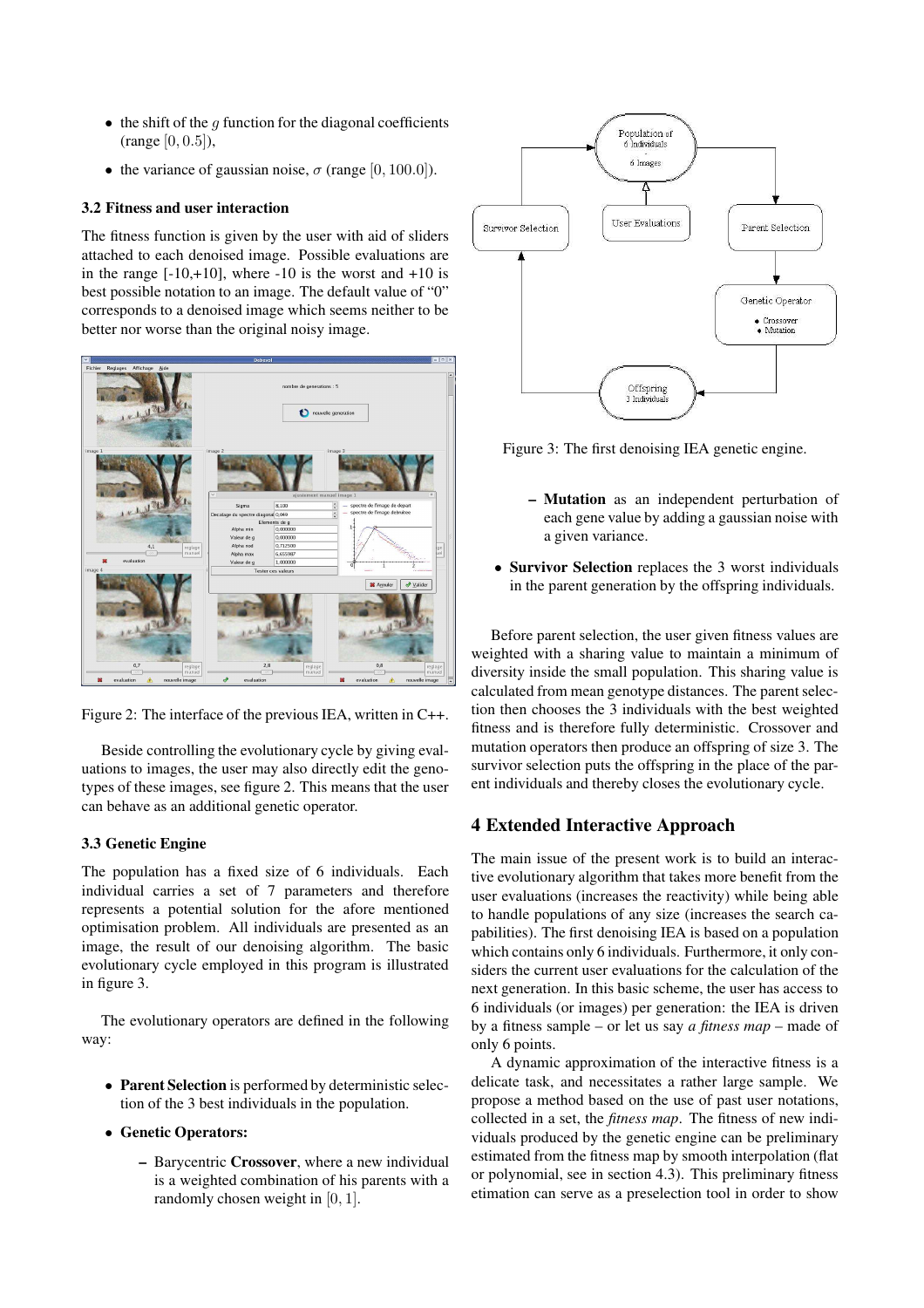- the shift of the $g$ function for the diagonal coefficients (range $[0, 0.5]$),
- the variance of gaussian noise, $\sigma$ (range $[0, 100.0]$).

### 3.2 Fitness and user interaction

The fitness function is given by the user with aid of sliders attached to each denoised image. Possible evaluations are in the range [-10,+10], where -10 is the worst and +10 is best possible notation to an image. The default value of "0" corresponds to a denoised image which seems neither to be better nor worse than the original noisy image.

Figure 2: The interface of the previous IEA, written in C++.

Beside controlling the evolutionary cycle by giving evaluations to images, the user may also directly edit the genotypes of these images, see figure 2. This means that the user can behave as an additional genetic operator.

### 3.3 Genetic Engine

The population has a fixed size of 6 individuals. Each individual carries a set of 7 parameters and therefore represents a potential solution for the afore mentioned optimisation problem. All individuals are presented as an image, the result of our denoising algorithm. The basic evolutionary cycle employed in this program is illustrated in figure 3.

The evolutionary operators are defined in the following way:

- **Parent Selection** is performed by deterministic selection of the 3 best individuals in the population.
- **Genetic Operators:**
  - Barycentric **Crossover**, where a new individual is a weighted combination of his parents with a randomly chosen weight in $[0, 1]$.
  - **Mutation** as an independent perturbation of each gene value by adding a gaussian noise with a given variance.
- **Survivor Selection** replaces the 3 worst individuals in the parent generation by the offspring individuals.

Figure 3: The first denoising IEA genetic engine.

Before parent selection, the user given fitness values are weighted with a sharing value to maintain a minimum of diversity inside the small population. This sharing value is calculated from mean genotype distances. The parent selection then chooses the 3 individuals with the best weighted fitness and is therefore fully deterministic. Crossover and mutation operators then produce an offspring of size 3. The survivor selection puts the offspring in the place of the parent individuals and thereby closes the evolutionary cycle.

## 4 Extended Interactive Approach

The main issue of the present work is to build an interactive evolutionary algorithm that takes more benefit from the user evaluations (increases the reactivity) while being able to handle populations of any size (increases the search capabilities). The first denoising IEA is based on a population which contains only 6 individuals. Furthermore, it only considers the current user evaluations for the calculation of the next generation. In this basic scheme, the user has access to 6 individuals (or images) per generation: the IEA is driven by a fitness sample – or let us say *a fitness map* – made of only 6 points.

A dynamic approximation of the interactive fitness is a delicate task, and necessitates a rather large sample. We propose a method based on the use of past user notations, collected in a set, the *fitness map*. The fitness of new individuals produced by the genetic engine can be preliminary estimated from the fitness map by smooth interpolation (flat or polynomial, see in section 4.3). This preliminary fitness estimation can serve as a preselection tool in order to show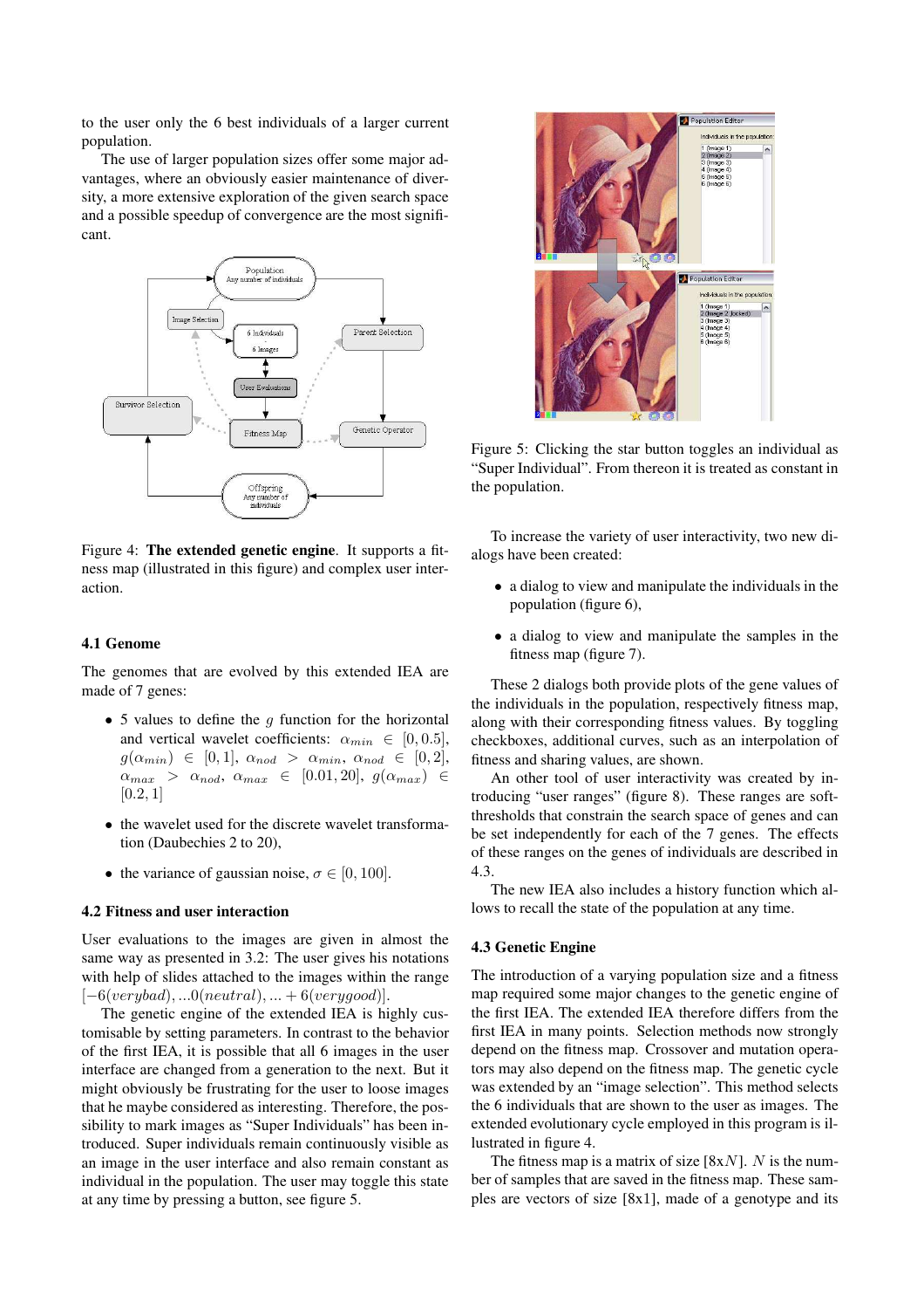to the user only the 6 best individuals of a larger current population.

The use of larger population sizes offer some major advantages, where an obviously easier maintenance of diversity, a more extensive exploration of the given search space and a possible speedup of convergence are the most significant.

Figure 4: **The extended genetic engine**. It supports a fitness map (illustrated in this figure) and complex user interaction.

### 4.1 Genome

The genomes that are evolved by this extended IEA are made of 7 genes:

- 5 values to define the $g$ function for the horizontal and vertical wavelet coefficients: $\alpha_{min} \in [0, 0.5]$, $g(\alpha_{min}) \in [0, 1]$, $\alpha_{nod} > \alpha_{min}$, $\alpha_{nod} \in [0, 2]$, $\alpha_{max} > \alpha_{nod}$, $\alpha_{max} \in [0.01, 20]$, $g(\alpha_{max}) \in [0.2, 1]$
- the wavelet used for the discrete wavelet transformation (Daubechies 2 to 20),
- the variance of gaussian noise, $\sigma \in [0, 100]$.

### 4.2 Fitness and user interaction

User evaluations to the images are given in almost the same way as presented in 3.2: The user gives his notations with help of slides attached to the images within the range $[-6(verybad), ...0(neutral), ... + 6(verygood)]$.

The genetic engine of the extended IEA is highly customisable by setting parameters. In contrast to the behavior of the first IEA, it is possible that all 6 images in the user interface are changed from a generation to the next. But it might obviously be frustrating for the user to loose images that he maybe considered as interesting. Therefore, the possibility to mark images as "Super Individuals" has been introduced. Super individuals remain continuously visible as an image in the user interface and also remain constant as individual in the population. The user may toggle this state at any time by pressing a button, see figure 5.

Figure 5: Clicking the star button toggles an individual as "Super Individual". From thereon it is treated as constant in the population.

To increase the variety of user interactivity, two new dialogs have been created:

- a dialog to view and manipulate the individuals in the population (figure 6),
- a dialog to view and manipulate the samples in the fitness map (figure 7).

These 2 dialogs both provide plots of the gene values of the individuals in the population, respectively fitness map, along with their corresponding fitness values. By toggling checkboxes, additional curves, such as an interpolation of fitness and sharing values, are shown.

An other tool of user interactivity was created by introducing "user ranges" (figure 8). These ranges are soft-thresholds that constrain the search space of genes and can be set independently for each of the 7 genes. The effects of these ranges on the genes of individuals are described in 4.3.

The new IEA also includes a history function which allows to recall the state of the population at any time.

### 4.3 Genetic Engine

The introduction of a varying population size and a fitness map required some major changes to the genetic engine of the first IEA. The extended IEA therefore differs from the first IEA in many points. Selection methods now strongly depend on the fitness map. Crossover and mutation operators may also depend on the fitness map. The genetic cycle was extended by an "image selection". This method selects the 6 individuals that are shown to the user as images. The extended evolutionary cycle employed in this program is illustrated in figure 4.

The fitness map is a matrix of size [8x$N$]. $N$ is the number of samples that are saved in the fitness map. These samples are vectors of size [8x1], made of a genotype and its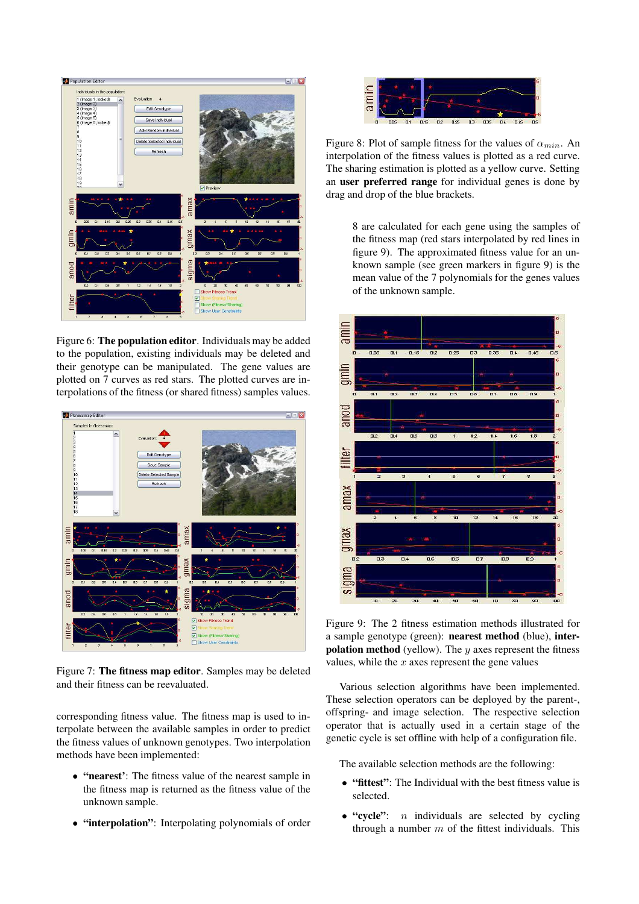Figure 6: **The population editor**. Individuals may be added to the population, existing individuals may be deleted and their genotype can be manipulated. The gene values are plotted on 7 curves as red stars. The plotted curves are interpolations of the fitness (or shared fitness) samples values.

Figure 7: **The fitness map editor**. Samples may be deleted and their fitness can be reevaluated.

corresponding fitness value. The fitness map is used to interpolate between the available samples in order to predict the fitness values of unknown genotypes. Two interpolation methods have been implemented:

- **"nearest"**: The fitness value of the nearest sample in the fitness map is returned as the fitness value of the unknown sample.
- **"interpolation"**: Interpolating polynomials of order 8 are calculated for each gene using the samples of the fitness map (red stars interpolated by red lines in figure 9). The approximated fitness value for an unknown sample (see green markers in figure 9) is the mean value of the 7 polynomials for the genes values of the unknown sample.

Figure 8: Plot of sample fitness for the values of $\alpha_{min}$. An interpolation of the fitness values is plotted as a red curve. The sharing estimation is plotted as a yellow curve. Setting an **user preferred range** for individual genes is done by drag and drop of the blue brackets.

Figure 9: The 2 fitness estimation methods illustrated for a sample genotype (green): **nearest method** (blue), **interpolation method** (yellow). The $y$ axes represent the fitness values, while the $x$ axes represent the gene values

Various selection algorithms have been implemented. These selection operators can be deployed by the parent-, offspring- and image selection. The respective selection operator that is actually used in a certain stage of the genetic cycle is set offline with help of a configuration file.

The available selection methods are the following:

- **"fittest"**: The Individual with the best fitness value is selected.
- **"cycle"**: $n$ individuals are selected by cycling through a number $m$ of the fittest individuals. This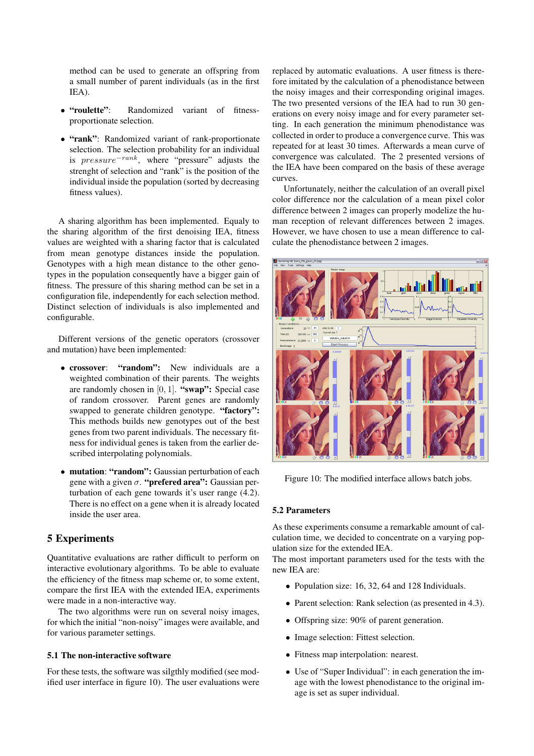method can be used to generate an offspring from a small number of parent individuals (as in the first IEA).

- **"roulette"**: Randomized variant of fitness-proportionate selection.
- **"rank"**: Randomized variant of rank-proportionate selection. The selection probability for an individual is $pressure^{-rank}$, where "pressure" adjusts the strenght of selection and "rank" is the position of the individual inside the population (sorted by decreasing fitness values).

A sharing algorithm has been implemented. Equaly to the sharing algorithm of the first denoising IEA, fitness values are weighted with a sharing factor that is calculated from mean genotype distances inside the population. Genotypes with a high mean distance to the other genotypes in the population consequently have a bigger gain of fitness. The pressure of this sharing method can be set in a configuration file, independently for each selection method. Distinct selection of individuals is also implemented and configurable.

Different versions of the genetic operators (crossover and mutation) have been implemented:

- **crossover**: **"random":** New individuals are a weighted combination of their parents. The weights are randomly chosen in $[0, 1]$. **"swap":** Special case of random crossover. Parent genes are randomly swapped to generate children genotype. **"factory":** This methods builds new genotypes out of the best genes from two parent individuals. The necessary fitness for individual genes is taken from the earlier described interpolating polynomials.
- **mutation**: **"random":** Gaussian perturbation of each gene with a given $\sigma$. **"prefered area":** Gaussian perturbation of each gene towards it's user range (4.2). There is no effect on a gene when it is already located inside the user area.

# 5 Experiments

Quantitative evaluations are rather difficult to perform on interactive evolutionary algorithms. To be able to evaluate the efficiency of the fitness map scheme or, to some extent, compare the first IEA with the extended IEA, experiments were made in a non-interactive way.

The two algorithms were run on several noisy images, for which the initial "non-noisy" images were available, and for various parameter settings.

## 5.1 The non-interactive software

For these tests, the software was silgthly modified (see modified user interface in figure 10). The user evaluations were replaced by automatic evaluations. A user fitness is therefore imitated by the calculation of a phenodistance between the noisy images and their corresponding original images. The two presented versions of the IEA had to run 30 generations on every noisy image and for every parameter setting. In each generation the minimum phenodistance was collected in order to produce a convergence curve. This was repeated for at least 30 times. Afterwards a mean curve of convergence was calculated. The 2 presented versions of the IEA have been compared on the basis of these average curves.

Unfortunately, neither the calculation of an overall pixel color difference nor the calculation of a mean pixel color difference between 2 images can properly modelize the human reception of relevant differences between 2 images. However, we have chosen to use a mean difference to calculate the phenodistance between 2 images.

Figure 10: The modified interface allows batch jobs.

## 5.2 Parameters

As these experiments consume a remarkable amount of calculation time, we decided to concentrate on a varying population size for the extended IEA.

The most important parameters used for the tests with the new IEA are:

- Population size: 16, 32, 64 and 128 Individuals.
- Parent selection: Rank selection (as presented in 4.3).
- Offspring size: 90% of parent generation.
- Image selection: Fittest selection.
- Fitness map interpolation: nearest.
- Use of "Super Individual": in each generation the image with the lowest phenodistance to the original image is set as super individual.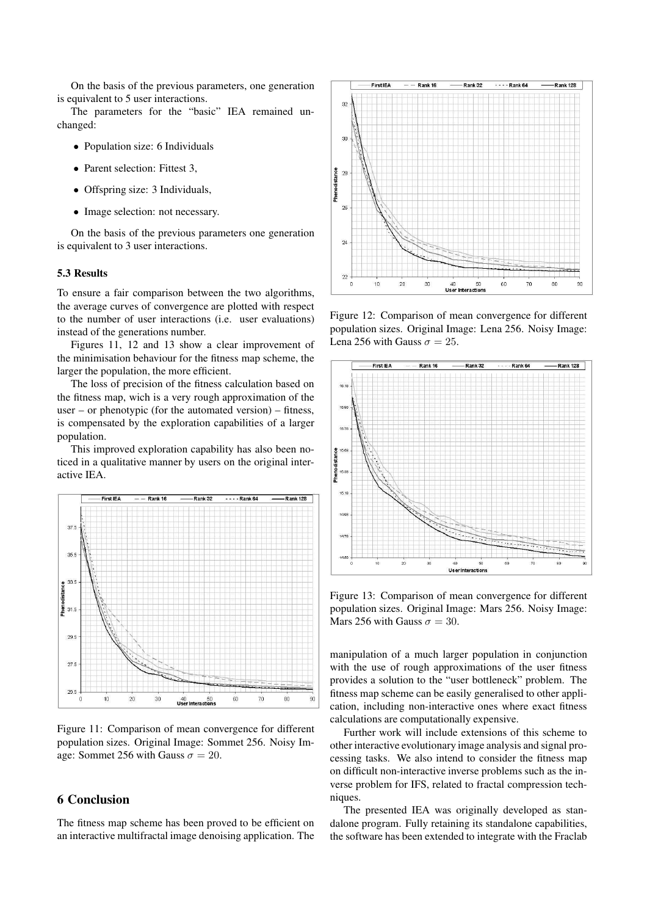On the basis of the previous parameters, one generation is equivalent to 5 user interactions.

The parameters for the "basic" IEA remained unchanged:

- Population size: 6 Individuals
- Parent selection: Fittest 3,
- Offspring size: 3 Individuals,
- Image selection: not necessary.

On the basis of the previous parameters one generation is equivalent to 3 user interactions.

### 5.3 Results

To ensure a fair comparison between the two algorithms, the average curves of convergence are plotted with respect to the number of user interactions (i.e. user evaluations) instead of the generations number.

Figures 11, 12 and 13 show a clear improvement of the minimisation behaviour for the fitness map scheme, the larger the population, the more efficient.

The loss of precision of the fitness calculation based on the fitness map, wich is a very rough approximation of the user – or phenotypic (for the automated version) – fitness, is compensated by the exploration capabilities of a larger population.

This improved exploration capability has also been noticed in a qualitative manner by users on the original interactive IEA.

Figure 11: Comparison of mean convergence for different population sizes. Original Image: Sommet 256. Noisy Image: Sommet 256 with Gauss $\sigma = 20$.

Figure 12: Comparison of mean convergence for different population sizes. Original Image: Lena 256. Noisy Image: Lena 256 with Gauss $\sigma = 25$.

Figure 13: Comparison of mean convergence for different population sizes. Original Image: Mars 256. Noisy Image: Mars 256 with Gauss $\sigma = 30$.

## 6 Conclusion

The fitness map scheme has been proved to be efficient on an interactive multifractal image denoising application. The manipulation of a much larger population in conjunction with the use of rough approximations of the user fitness provides a solution to the "user bottleneck" problem. The fitness map scheme can be easily generalised to other application, including non-interactive ones where exact fitness calculations are computationally expensive.

Further work will include extensions of this scheme to other interactive evolutionary image analysis and signal processing tasks. We also intend to consider the fitness map on difficult non-interactive inverse problems such as the inverse problem for IFS, related to fractal compression techniques.

The presented IEA was originally developed as standalone program. Fully retaining its standalone capabilities, the software has been extended to integrate with the Fraclab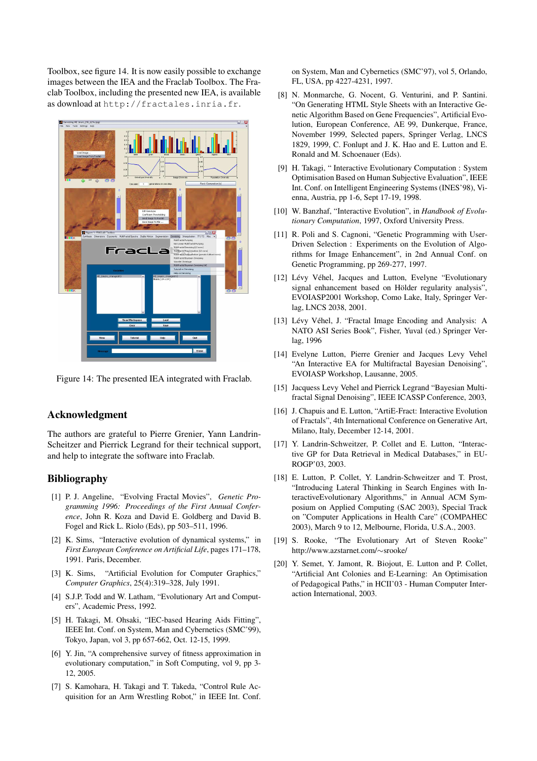Toolbox, see figure 14. It is now easily possible to exchange images between the IEA and the Fraclab Toolbox. The Fraclab Toolbox, including the presented new IEA, is available as download at `http://fractales.inria.fr`.

Figure 14: The presented IEA integrated with Fraclab.

## Acknowledgment

The authors are grateful to Pierre Grenier, Yann Landrin-Scheitzer and Pierrick Legrand for their technical support, and help to integrate the software into Fraclab.

## Bibliography

[1] P. J. Angeline, "Evolving Fractal Movies", *Genetic Programming 1996: Proceedings of the First Annual Conference*, John R. Koza and David E. Goldberg and David B. Fogel and Rick L. Riolo (Eds), pp 503–511, 1996.

[2] K. Sims, "Interactive evolution of dynamical systems," in *First European Conference on Artificial Life*, pages 171–178, 1991. Paris, December.

[3] K. Sims, "Artificial Evolution for Computer Graphics," *Computer Graphics*, 25(4):319–328, July 1991.

[4] S.J.P. Todd and W. Latham, "Evolutionary Art and Computers", Academic Press, 1992.

[5] H. Takagi, M. Ohsaki, "IEC-based Hearing Aids Fitting", IEEE Int. Conf. on System, Man and Cybernetics (SMC'99), Tokyo, Japan, vol 3, pp 657-662, Oct. 12-15, 1999.

[6] Y. Jin, "A comprehensive survey of fitness approximation in evolutionary computation," in Soft Computing, vol 9, pp 3-12, 2005.

[7] S. Kamohara, H. Takagi and T. Takeda, "Control Rule Acquisition for an Arm Wrestling Robot," in IEEE Int. Conf. on System, Man and Cybernetics (SMC'97), vol 5, Orlando, FL, USA, pp 4227-4231, 1997.

[8] N. Monmarche, G. Nocent, G. Venturini, and P. Santini. "On Generating HTML Style Sheets with an Interactive Genetic Algorithm Based on Gene Frequencies", Artificial Evolution, European Conference, AE 99, Dunkerque, France, November 1999, Selected papers, Springer Verlag, LNCS 1829, 1999, C. Fonlupt and J. K. Hao and E. Lutton and E. Ronald and M. Schoenauer (Eds).

[9] H. Takagi, " Interactive Evolutionary Computation : System Optimisation Based on Human Subjective Evaluation", IEEE Int. Conf. on Intelligent Engineering Systems (INES'98), Vienna, Austria, pp 1-6, Sept 17-19, 1998.

[10] W. Banzhaf, "Interactive Evolution", in *Handbook of Evolutionary Computation*, 1997, Oxford University Press.

[11] R. Poli and S. Cagnoni, "Genetic Programming with User-Driven Selection : Experiments on the Evolution of Algorithms for Image Enhancement", in 2nd Annual Conf. on Genetic Programming, pp 269-277, 1997.

[12] Lévy Véhel, Jacques and Lutton, Evelyne "Evolutionary signal enhancement based on Hölder regularity analysis", EVOIASP2001 Workshop, Como Lake, Italy, Springer Verlag, LNCS 2038, 2001.

[13] Lévy Véhel, J. "Fractal Image Encoding and Analysis: A NATO ASI Series Book", Fisher, Yuval (ed.) Springer Verlag, 1996

[14] Evelyne Lutton, Pierre Grenier and Jacques Levy Vehel "An Interactive EA for Multifractal Bayesian Denoising", EVOIASP Workshop, Lausanne, 2005.

[15] Jacquess Levy Vehel and Pierrick Legrand "Bayesian Multifractal Signal Denoising", IEEE ICASSP Conference, 2003,

[16] J. Chapuis and E. Lutton, "ArtiE-Fract: Interactive Evolution of Fractals", 4th International Conference on Generative Art, Milano, Italy, December 12-14, 2001.

[17] Y. Landrin-Schweitzer, P. Collet and E. Lutton, "Interactive GP for Data Retrieval in Medical Databases," in EUROGP'03, 2003.

[18] E. Lutton, P. Collet, Y. Landrin-Schweitzer and T. Prost, "Introducing Lateral Thinking in Search Engines with InteractiveEvolutionary Algorithms," in Annual ACM Symposium on Applied Computing (SAC 2003), Special Track on "Computer Applications in Health Care" (COMPAHEC 2003), March 9 to 12, Melbourne, Florida, U.S.A., 2003.

[19] S. Rooke, "The Evolutionary Art of Steven Rooke" http://www.azstarnet.com/∼srooke/

[20] Y. Semet, Y. Jamont, R. Biojout, E. Lutton and P. Collet, "Artificial Ant Colonies and E-Learning: An Optimisation of Pedagogical Paths," in HCII'03 - Human Computer Interaction International, 2003.